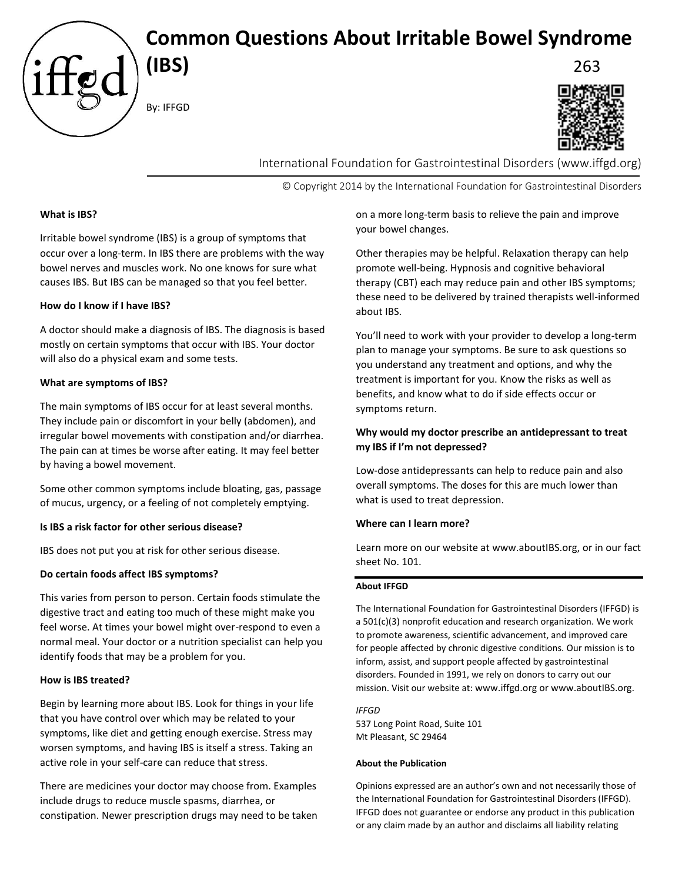# Common Questions About Irritable Bowel Syndrome (IBS)

263

By: IFFGD

International Foundation for Gastrointestinal Disorders (www.iffgd.org)

© Copyright 2014 by the International Foundation for Gastrointestinal Disorders

**What is IBS?**

Irritable bowel syndrome (IBS) is a group of symptoms that occur over a long-term. In IBS there are problems with the way bowel nerves and muscles work. No one knows for sure what causes IBS. But IBS can be managed so that you feel better.

**How do I know if I have IBS?**

A doctor should make a diagnosis of IBS. The diagnosis is based mostly on certain symptoms that occur with IBS. Your doctor will also do a physical exam and some tests.

**What are symptoms of IBS?**

The main symptoms of IBS occur for at least several months. They include pain or discomfort in your belly (abdomen), and irregular bowel movements with constipation and/or diarrhea. The pain can at times be worse after eating. It may feel better by having a bowel movement.

Some other common symptoms include bloating, gas, passage of mucus, urgency, or a feeling of not completely emptying.

**Is IBS a risk factor for other serious disease?**

IBS does not put you at risk for other serious disease.

**Do certain foods affect IBS symptoms?**

This varies from person to person. Certain foods stimulate the digestive tract and eating too much of these might make you feel worse. At times your bowel might over-respond to even a normal meal. Your doctor or a nutrition specialist can help you identify foods that may be a problem for you.

**How is IBS treated?**

Begin by learning more about IBS. Look for things in your life that you have control over which may be related to your symptoms, like diet and getting enough exercise. Stress may worsen symptoms, and having IBS is itself a stress. Taking an active role in your self-care can reduce that stress.

There are medicines your doctor may choose from. Examples include drugs to reduce muscle spasms, diarrhea, or constipation. Newer prescription drugs may need to be taken on a more long-term basis to relieve the pain and improve your bowel changes.

Other therapies may be helpful. Relaxation therapy can help promote well-being. Hypnosis and cognitive behavioral therapy (CBT) each may reduce pain and other IBS symptoms; these need to be delivered by trained therapists well-informed about IBS.

You'll need to work with your provider to develop a long-term plan to manage your symptoms. Be sure to ask questions so you understand any treatment and options, and why the treatment is important for you. Know the risks as well as benefits, and know what to do if side effects occur or symptoms return.

**Why would my doctor prescribe an antidepressant to treat my IBS if I'm not depressed?**

Low-dose antidepressants can help to reduce pain and also overall symptoms. The doses for this are much lower than what is used to treat depression.

**Where can I learn more?**

Learn more on our website at www.aboutIBS.org, or in our fact sheet No. 101.

**About IFFGD**

The International Foundation for Gastrointestinal Disorders (IFFGD) is a 501(c)(3) nonprofit education and research organization. We work to promote awareness, scientific advancement, and improved care for people affected by chronic digestive conditions. Our mission is to inform, assist, and support people affected by gastrointestinal disorders. Founded in 1991, we rely on donors to carry out our mission. Visit our website at: www.iffgd.org or www.aboutIBS.org.

*IFFGD*
537 Long Point Road, Suite 101
Mt Pleasant, SC 29464

**About the Publication**

Opinions expressed are an author's own and not necessarily those of the International Foundation for Gastrointestinal Disorders (IFFGD). IFFGD does not guarantee or endorse any product in this publication or any claim made by an author and disclaims all liability relating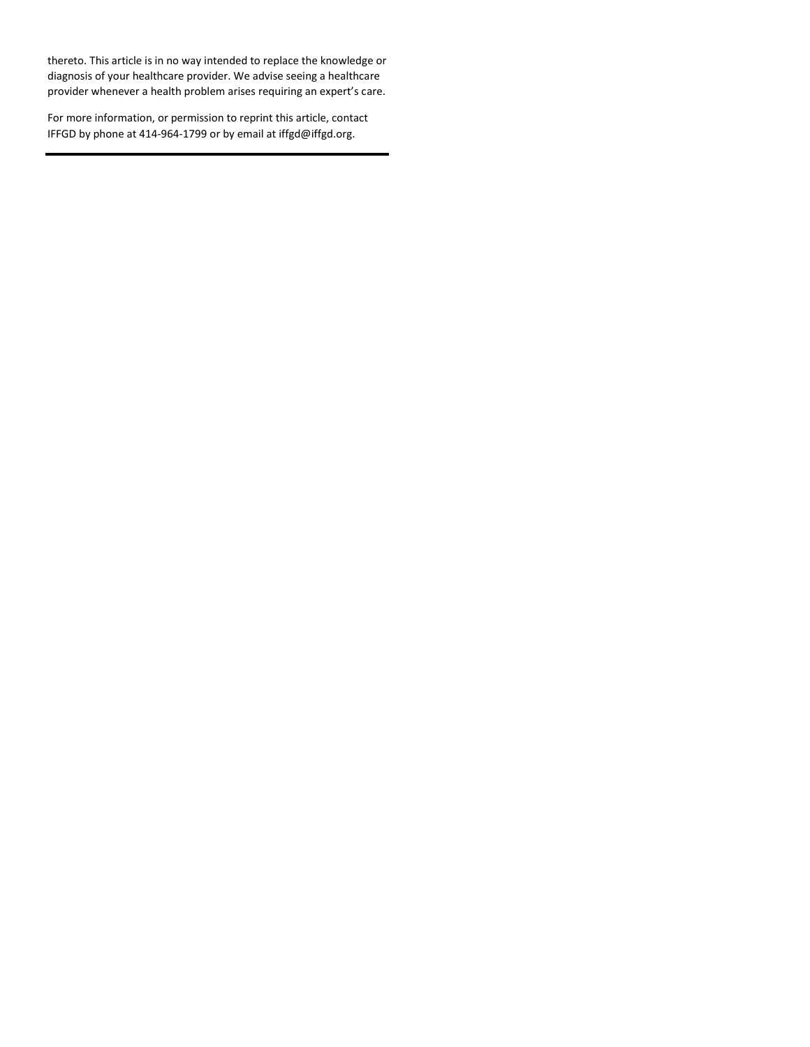thereto. This article is in no way intended to replace the knowledge or diagnosis of your healthcare provider. We advise seeing a healthcare provider whenever a health problem arises requiring an expert's care.

For more information, or permission to reprint this article, contact IFFGD by phone at 414-964-1799 or by email at iffgd@iffgd.org.